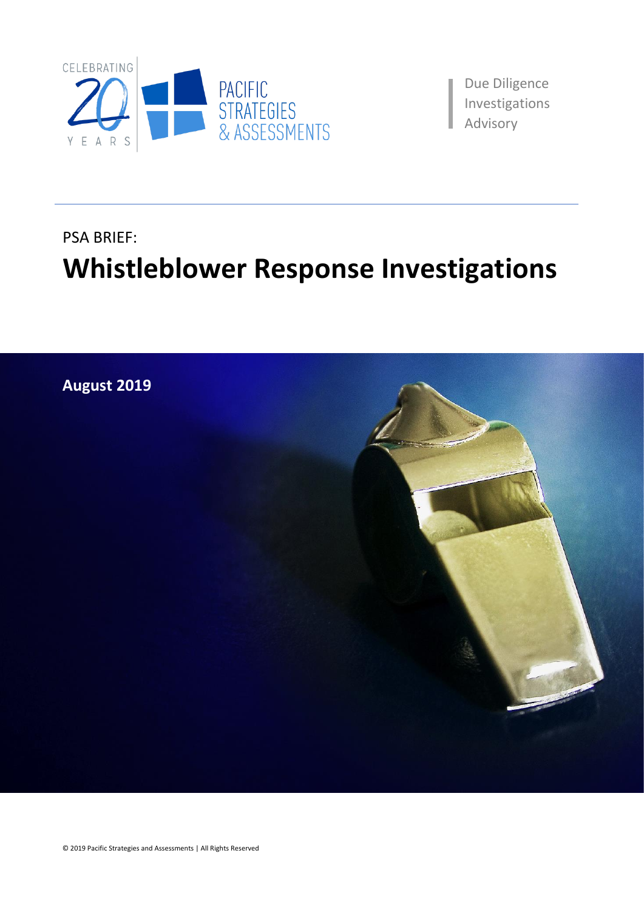CELEBRATING 20 YEARS

PACIFIC STRATEGIES & ASSESSMENTS

Due Diligence
Investigations
Advisory

PSA BRIEF:

# Whistleblower Response Investigations

**August 2019**

© 2019 Pacific Strategies and Assessments | All Rights Reserved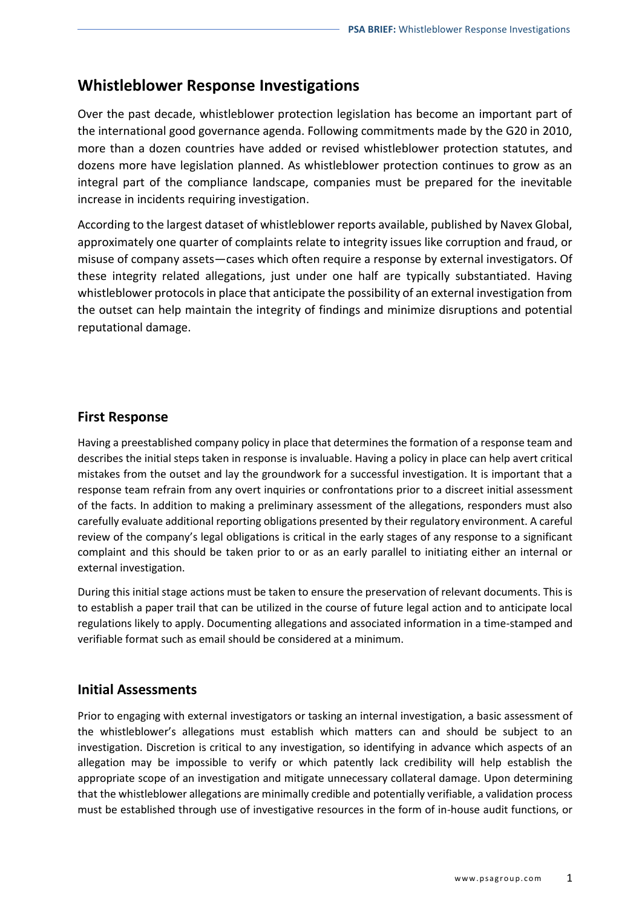## Whistleblower Response Investigations

Over the past decade, whistleblower protection legislation has become an important part of the international good governance agenda. Following commitments made by the G20 in 2010, more than a dozen countries have added or revised whistleblower protection statutes, and dozens more have legislation planned. As whistleblower protection continues to grow as an integral part of the compliance landscape, companies must be prepared for the inevitable increase in incidents requiring investigation.

According to the largest dataset of whistleblower reports available, published by Navex Global, approximately one quarter of complaints relate to integrity issues like corruption and fraud, or misuse of company assets—cases which often require a response by external investigators. Of these integrity related allegations, just under one half are typically substantiated. Having whistleblower protocols in place that anticipate the possibility of an external investigation from the outset can help maintain the integrity of findings and minimize disruptions and potential reputational damage.

### First Response

Having a preestablished company policy in place that determines the formation of a response team and describes the initial steps taken in response is invaluable. Having a policy in place can help avert critical mistakes from the outset and lay the groundwork for a successful investigation. It is important that a response team refrain from any overt inquiries or confrontations prior to a discreet initial assessment of the facts. In addition to making a preliminary assessment of the allegations, responders must also carefully evaluate additional reporting obligations presented by their regulatory environment. A careful review of the company's legal obligations is critical in the early stages of any response to a significant complaint and this should be taken prior to or as an early parallel to initiating either an internal or external investigation.

During this initial stage actions must be taken to ensure the preservation of relevant documents. This is to establish a paper trail that can be utilized in the course of future legal action and to anticipate local regulations likely to apply. Documenting allegations and associated information in a time-stamped and verifiable format such as email should be considered at a minimum.

### Initial Assessments

Prior to engaging with external investigators or tasking an internal investigation, a basic assessment of the whistleblower's allegations must establish which matters can and should be subject to an investigation. Discretion is critical to any investigation, so identifying in advance which aspects of an allegation may be impossible to verify or which patently lack credibility will help establish the appropriate scope of an investigation and mitigate unnecessary collateral damage. Upon determining that the whistleblower allegations are minimally credible and potentially verifiable, a validation process must be established through use of investigative resources in the form of in-house audit functions, or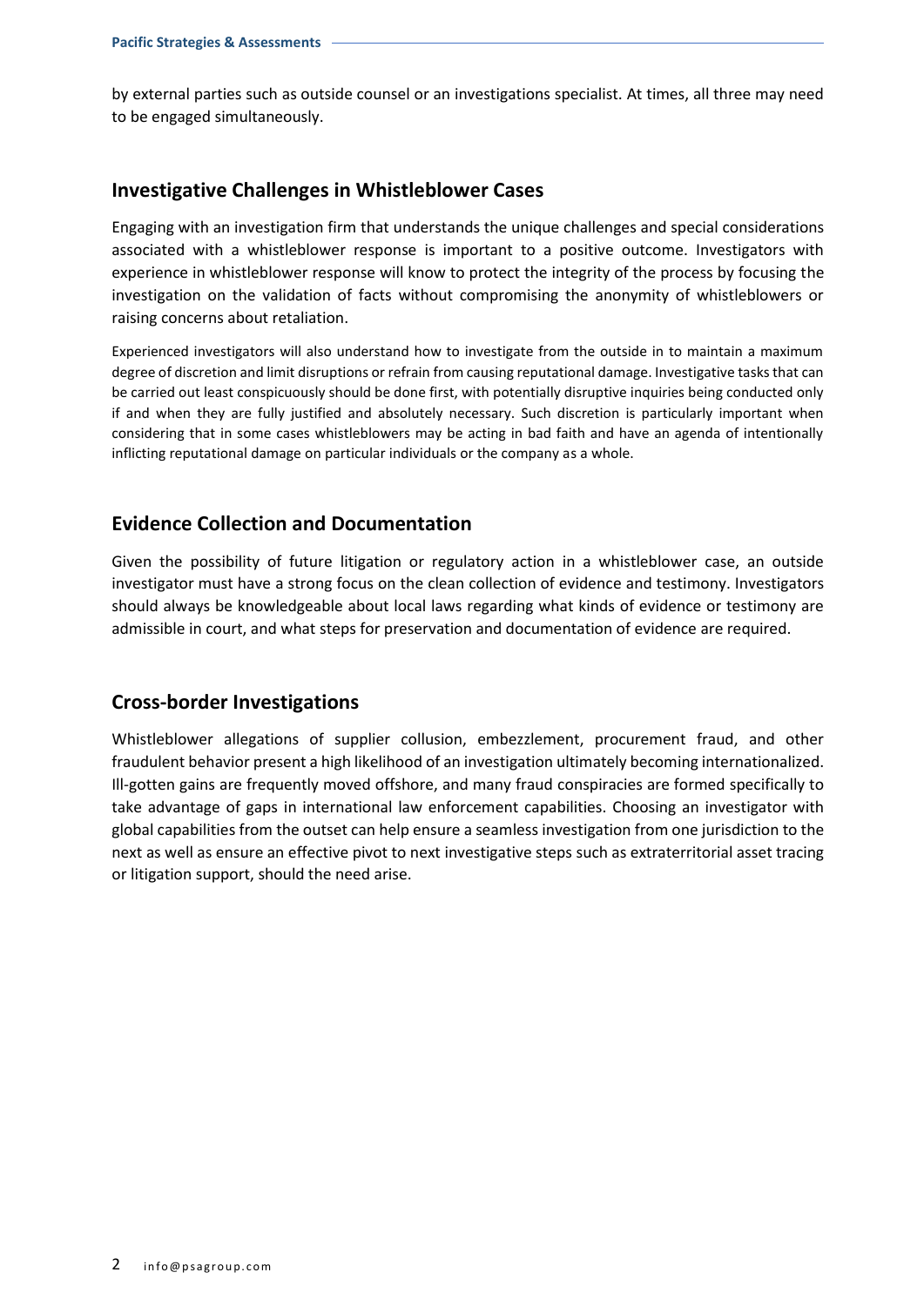by external parties such as outside counsel or an investigations specialist. At times, all three may need to be engaged simultaneously.

## Investigative Challenges in Whistleblower Cases

Engaging with an investigation firm that understands the unique challenges and special considerations associated with a whistleblower response is important to a positive outcome. Investigators with experience in whistleblower response will know to protect the integrity of the process by focusing the investigation on the validation of facts without compromising the anonymity of whistleblowers or raising concerns about retaliation.

Experienced investigators will also understand how to investigate from the outside in to maintain a maximum degree of discretion and limit disruptions or refrain from causing reputational damage. Investigative tasks that can be carried out least conspicuously should be done first, with potentially disruptive inquiries being conducted only if and when they are fully justified and absolutely necessary. Such discretion is particularly important when considering that in some cases whistleblowers may be acting in bad faith and have an agenda of intentionally inflicting reputational damage on particular individuals or the company as a whole.

## Evidence Collection and Documentation

Given the possibility of future litigation or regulatory action in a whistleblower case, an outside investigator must have a strong focus on the clean collection of evidence and testimony. Investigators should always be knowledgeable about local laws regarding what kinds of evidence or testimony are admissible in court, and what steps for preservation and documentation of evidence are required.

## Cross-border Investigations

Whistleblower allegations of supplier collusion, embezzlement, procurement fraud, and other fraudulent behavior present a high likelihood of an investigation ultimately becoming internationalized. Ill-gotten gains are frequently moved offshore, and many fraud conspiracies are formed specifically to take advantage of gaps in international law enforcement capabilities. Choosing an investigator with global capabilities from the outset can help ensure a seamless investigation from one jurisdiction to the next as well as ensure an effective pivot to next investigative steps such as extraterritorial asset tracing or litigation support, should the need arise.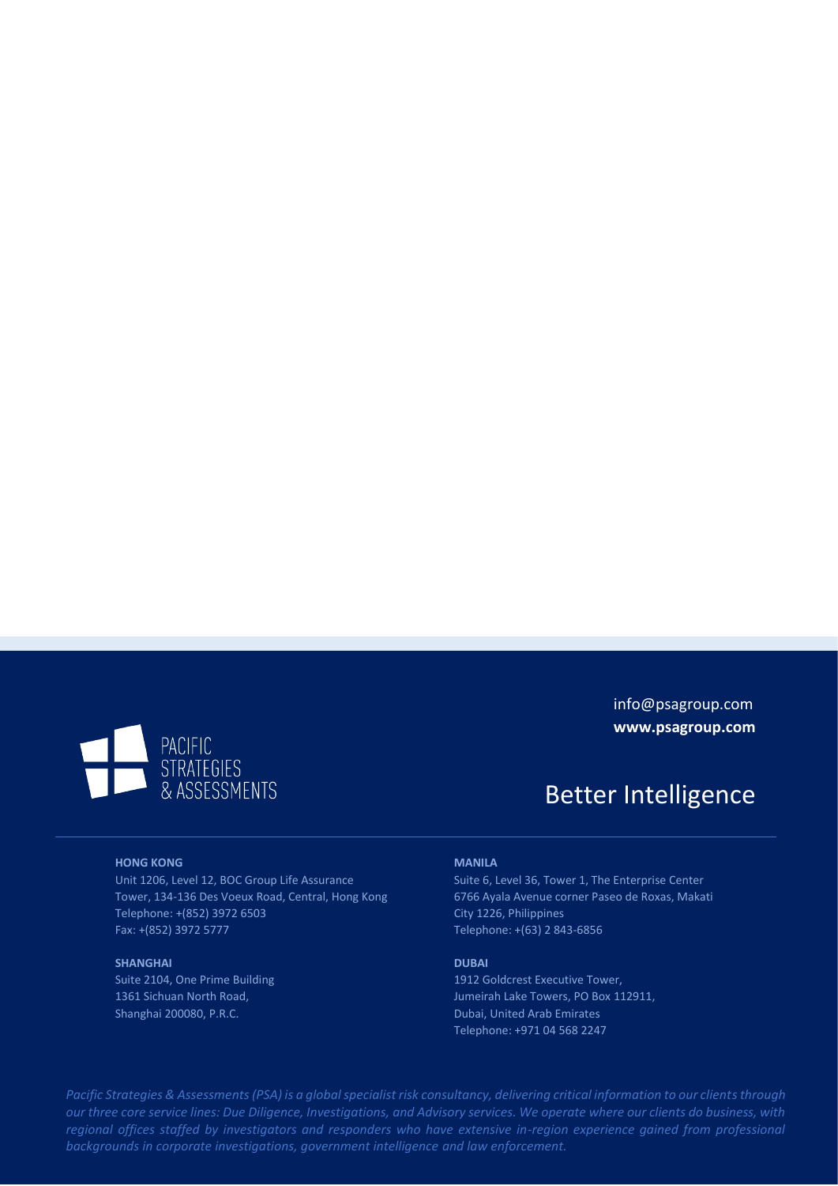info@psagroup.com
**www.psagroup.com**

PACIFIC STRATEGIES & ASSESSMENTS

# Better Intelligence

**HONG KONG**
Unit 1206, Level 12, BOC Group Life Assurance Tower, 134-136 Des Voeux Road, Central, Hong Kong
Telephone: +(852) 3972 6503
Fax: +(852) 3972 5777

**SHANGHAI**
Suite 2104, One Prime Building
1361 Sichuan North Road,
Shanghai 200080, P.R.C.

**MANILA**
Suite 6, Level 36, Tower 1, The Enterprise Center
6766 Ayala Avenue corner Paseo de Roxas, Makati City 1226, Philippines
Telephone: +(63) 2 843-6856

**DUBAI**
1912 Goldcrest Executive Tower,
Jumeirah Lake Towers, PO Box 112911,
Dubai, United Arab Emirates
Telephone: +971 04 568 2247

*Pacific Strategies & Assessments (PSA) is a global specialist risk consultancy, delivering critical information to our clients through our three core service lines: Due Diligence, Investigations, and Advisory services. We operate where our clients do business, with regional offices staffed by investigators and responders who have extensive in-region experience gained from professional backgrounds in corporate investigations, government intelligence and law enforcement.*